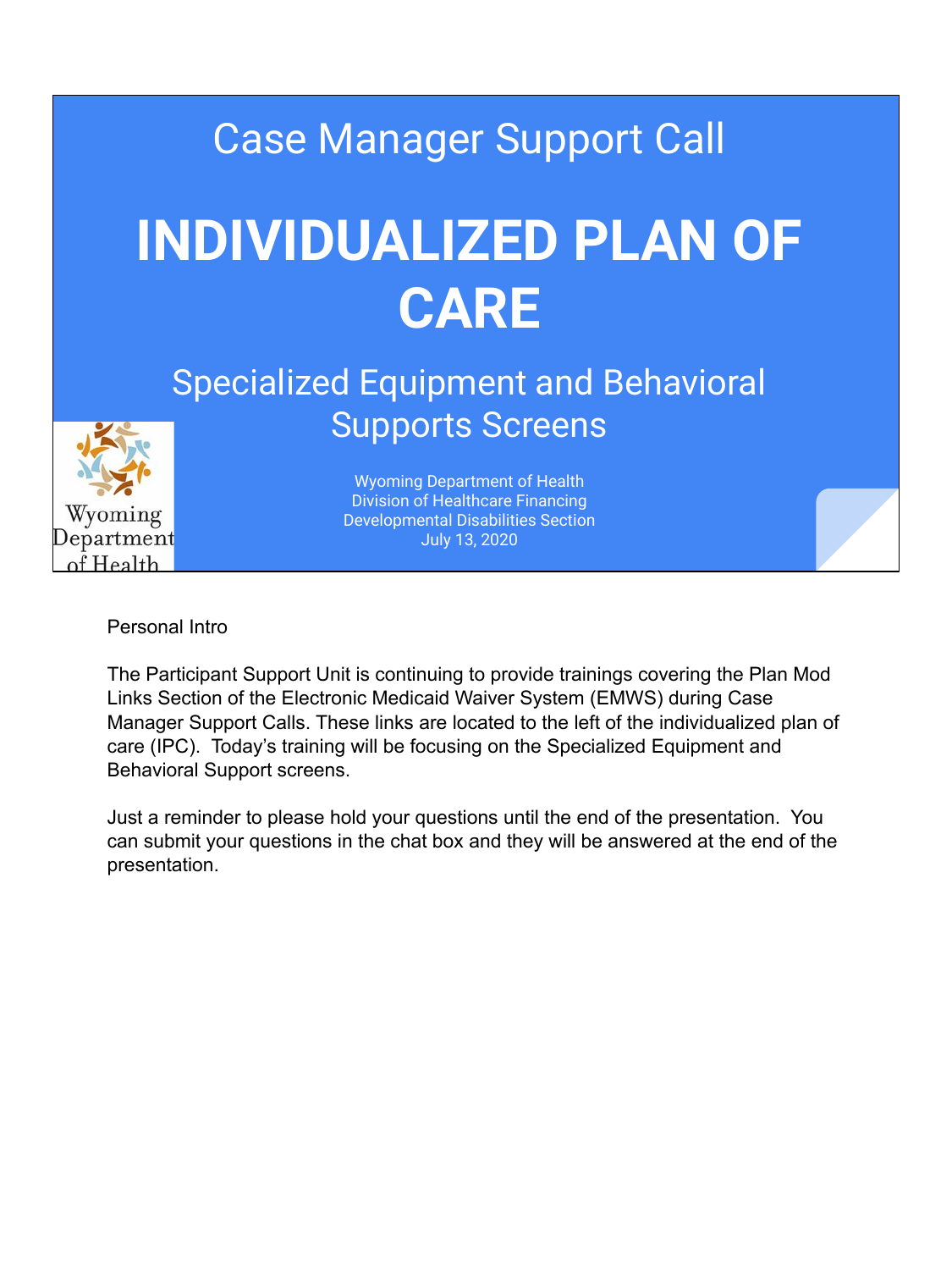Case Manager Support Call

# INDIVIDUALIZED PLAN OF CARE

## Specialized Equipment and Behavioral Supports Screens

Wyoming Department of Health
Division of Healthcare Financing
Developmental Disabilities Section
July 13, 2020

Wyoming Department of Health

Personal Intro

The Participant Support Unit is continuing to provide trainings covering the Plan Mod Links Section of the Electronic Medicaid Waiver System (EMWS) during Case Manager Support Calls. These links are located to the left of the individualized plan of care (IPC). Today's training will be focusing on the Specialized Equipment and Behavioral Support screens.

Just a reminder to please hold your questions until the end of the presentation. You can submit your questions in the chat box and they will be answered at the end of the presentation.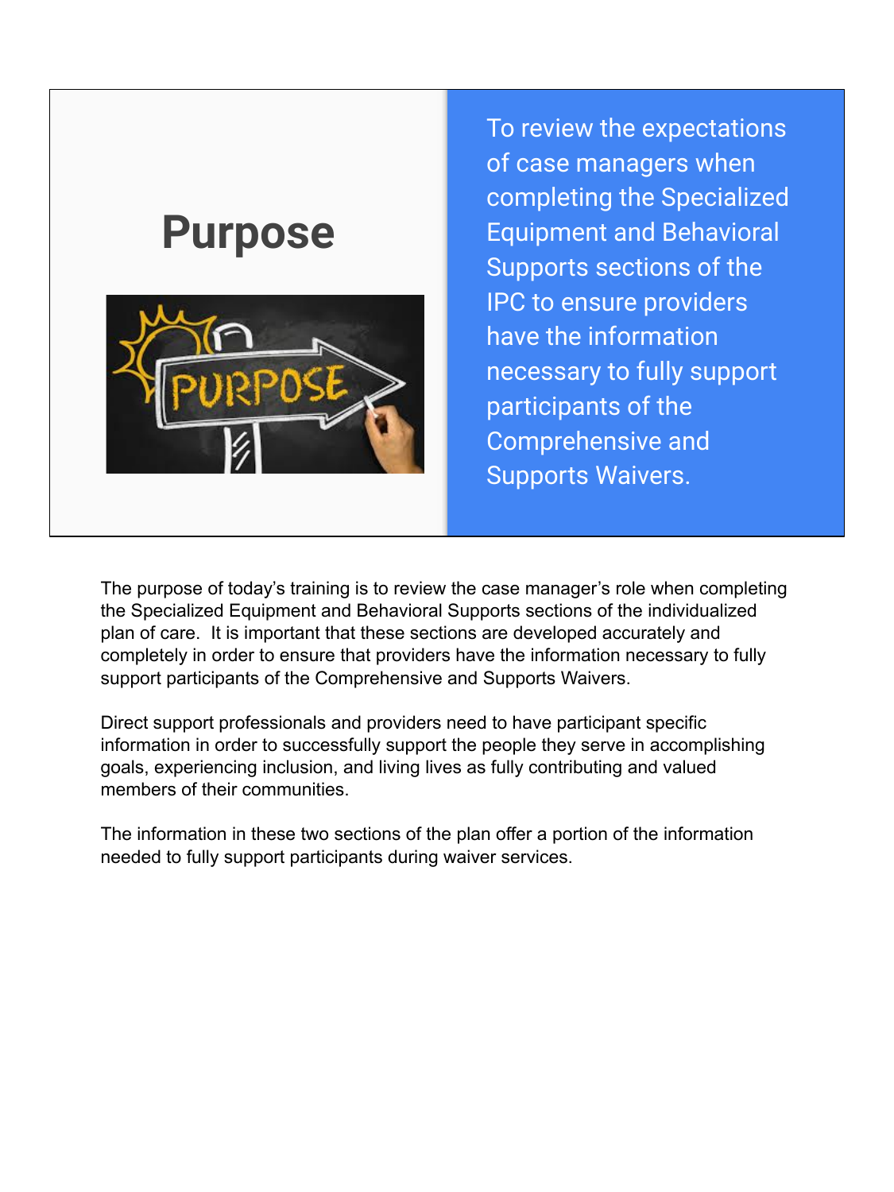# Purpose

To review the expectations of case managers when completing the Specialized Equipment and Behavioral Supports sections of the IPC to ensure providers have the information necessary to fully support participants of the Comprehensive and Supports Waivers.

The purpose of today's training is to review the case manager's role when completing the Specialized Equipment and Behavioral Supports sections of the individualized plan of care. It is important that these sections are developed accurately and completely in order to ensure that providers have the information necessary to fully support participants of the Comprehensive and Supports Waivers.

Direct support professionals and providers need to have participant specific information in order to successfully support the people they serve in accomplishing goals, experiencing inclusion, and living lives as fully contributing and valued members of their communities.

The information in these two sections of the plan offer a portion of the information needed to fully support participants during waiver services.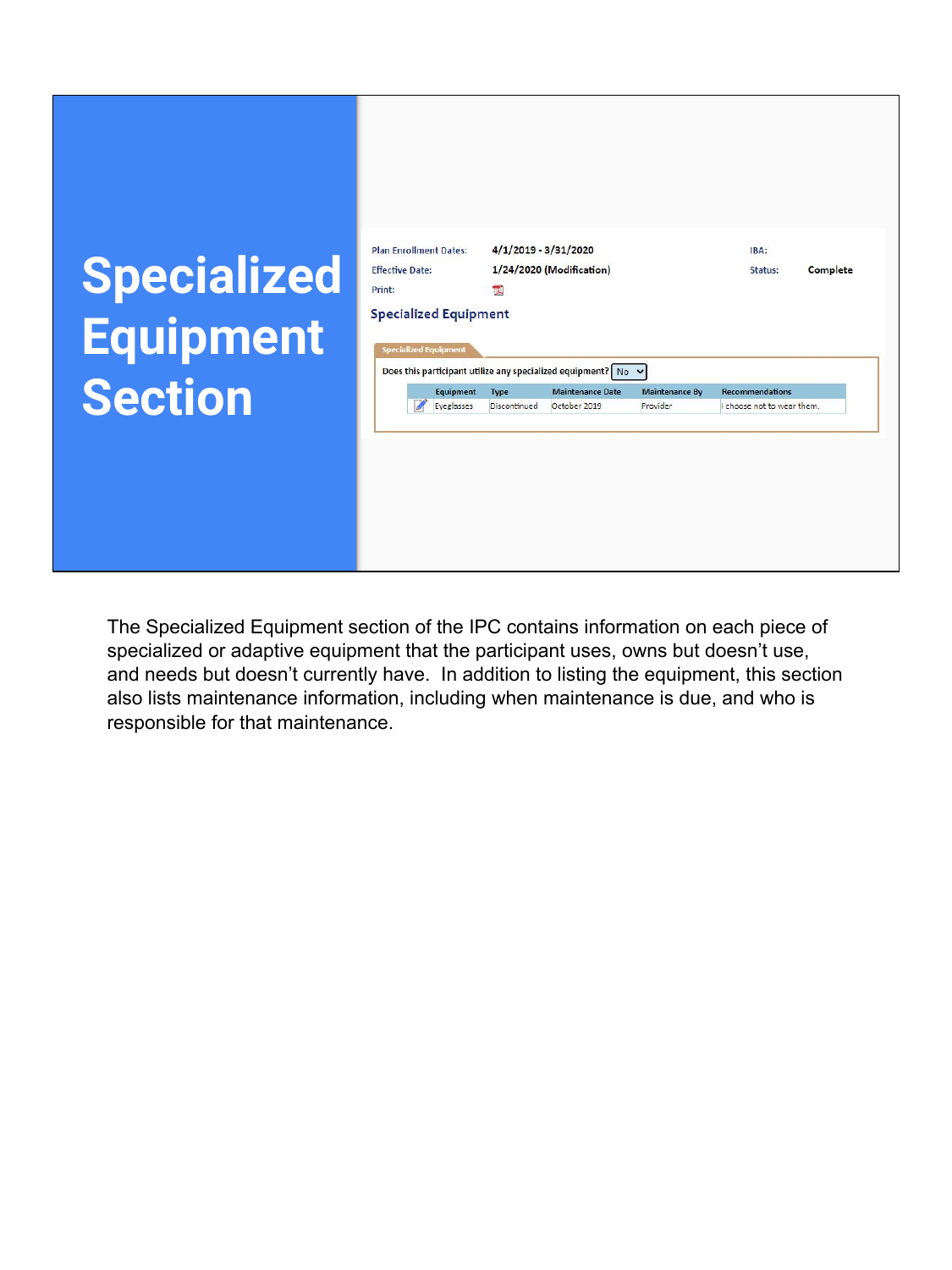# Specialized Equipment Section

Plan Enrollment Dates: 4/1/2019 - 3/31/2020

IBA:

Effective Date: 1/24/2020 (Modification)

Status: Complete

Print:

## Specialized Equipment

**Specialized Equipment**

Does this participant utilize any specialized equipment? No

| | Equipment | Type | Maintenance Date | Maintenance By | Recommendations |
|---|---|---|---|---|---|
| | Eyeglasses | Discontinued | October 2019 | Provider | I choose not to wear them. |

The Specialized Equipment section of the IPC contains information on each piece of specialized or adaptive equipment that the participant uses, owns but doesn't use, and needs but doesn't currently have. In addition to listing the equipment, this section also lists maintenance information, including when maintenance is due, and who is responsible for that maintenance.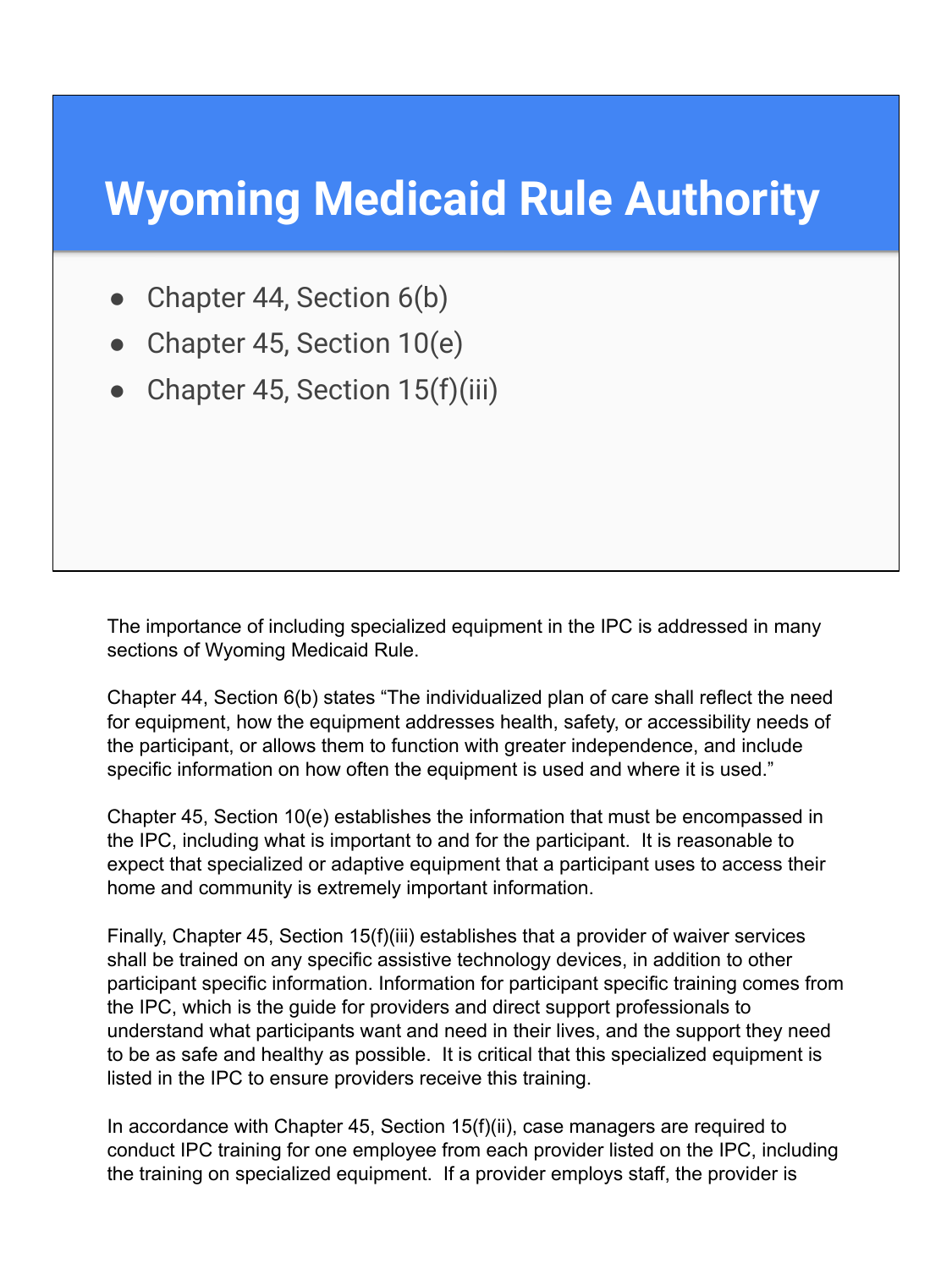# Wyoming Medicaid Rule Authority

- Chapter 44, Section 6(b)
- Chapter 45, Section 10(e)
- Chapter 45, Section 15(f)(iii)

The importance of including specialized equipment in the IPC is addressed in many sections of Wyoming Medicaid Rule.

Chapter 44, Section 6(b) states "The individualized plan of care shall reflect the need for equipment, how the equipment addresses health, safety, or accessibility needs of the participant, or allows them to function with greater independence, and include specific information on how often the equipment is used and where it is used."

Chapter 45, Section 10(e) establishes the information that must be encompassed in the IPC, including what is important to and for the participant. It is reasonable to expect that specialized or adaptive equipment that a participant uses to access their home and community is extremely important information.

Finally, Chapter 45, Section 15(f)(iii) establishes that a provider of waiver services shall be trained on any specific assistive technology devices, in addition to other participant specific information. Information for participant specific training comes from the IPC, which is the guide for providers and direct support professionals to understand what participants want and need in their lives, and the support they need to be as safe and healthy as possible. It is critical that this specialized equipment is listed in the IPC to ensure providers receive this training.

In accordance with Chapter 45, Section 15(f)(ii), case managers are required to conduct IPC training for one employee from each provider listed on the IPC, including the training on specialized equipment. If a provider employs staff, the provider is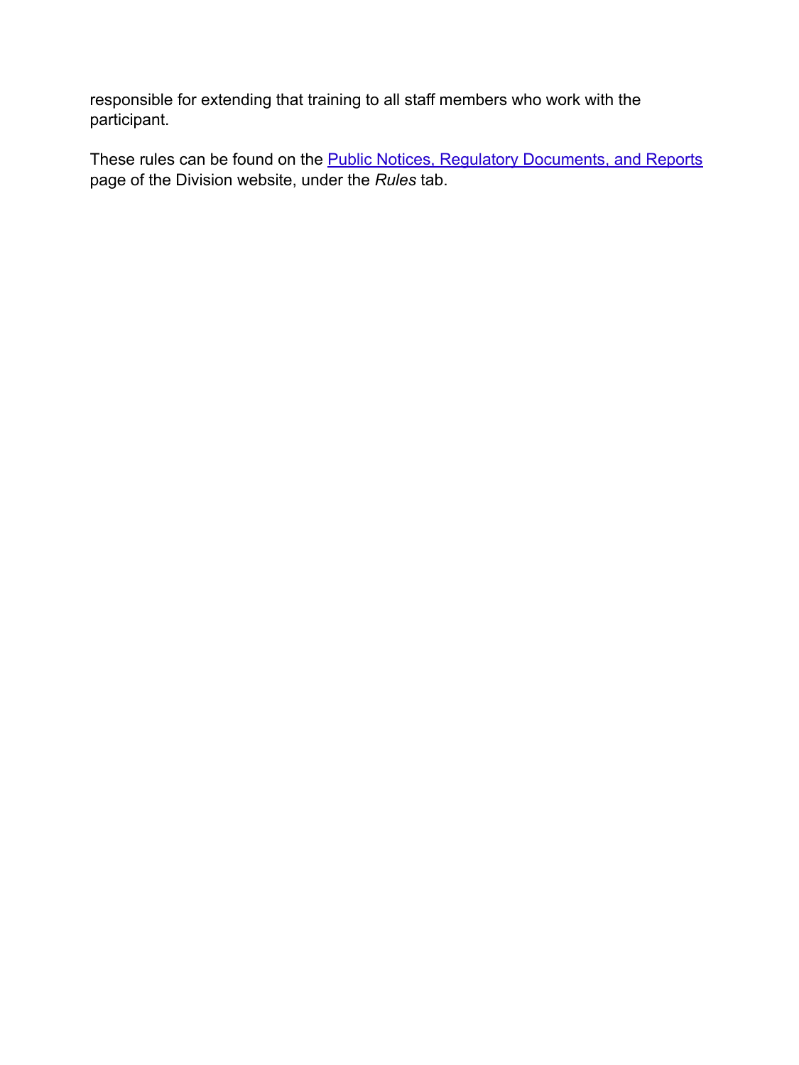responsible for extending that training to all staff members who work with the participant.

These rules can be found on the Public Notices, Regulatory Documents, and Reports page of the Division website, under the *Rules* tab.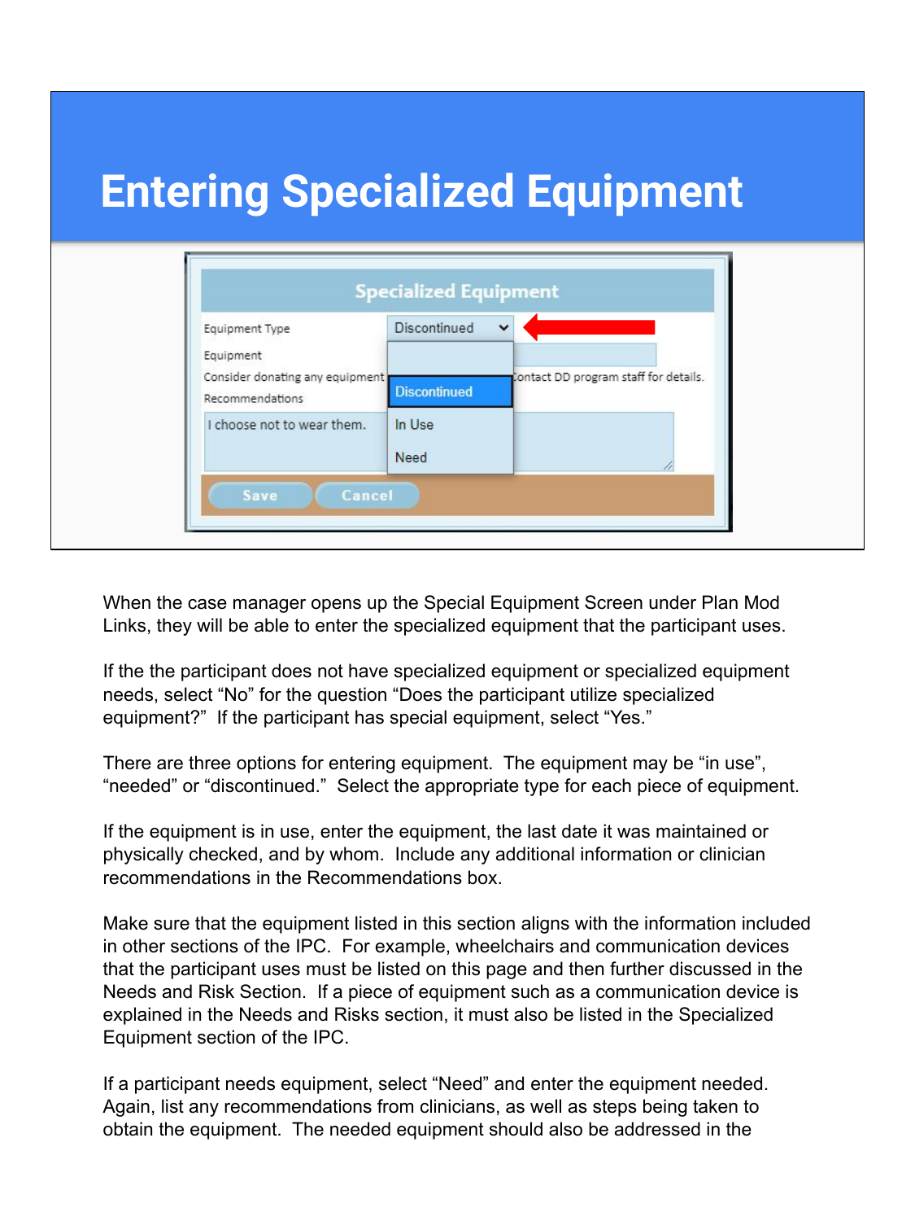# Entering Specialized Equipment

When the case manager opens up the Special Equipment Screen under Plan Mod Links, they will be able to enter the specialized equipment that the participant uses.

If the the participant does not have specialized equipment or specialized equipment needs, select "No" for the question "Does the participant utilize specialized equipment?" If the participant has special equipment, select "Yes."

There are three options for entering equipment. The equipment may be "in use", "needed" or "discontinued." Select the appropriate type for each piece of equipment.

If the equipment is in use, enter the equipment, the last date it was maintained or physically checked, and by whom. Include any additional information or clinician recommendations in the Recommendations box.

Make sure that the equipment listed in this section aligns with the information included in other sections of the IPC. For example, wheelchairs and communication devices that the participant uses must be listed on this page and then further discussed in the Needs and Risk Section. If a piece of equipment such as a communication device is explained in the Needs and Risks section, it must also be listed in the Specialized Equipment section of the IPC.

If a participant needs equipment, select "Need" and enter the equipment needed. Again, list any recommendations from clinicians, as well as steps being taken to obtain the equipment. The needed equipment should also be addressed in the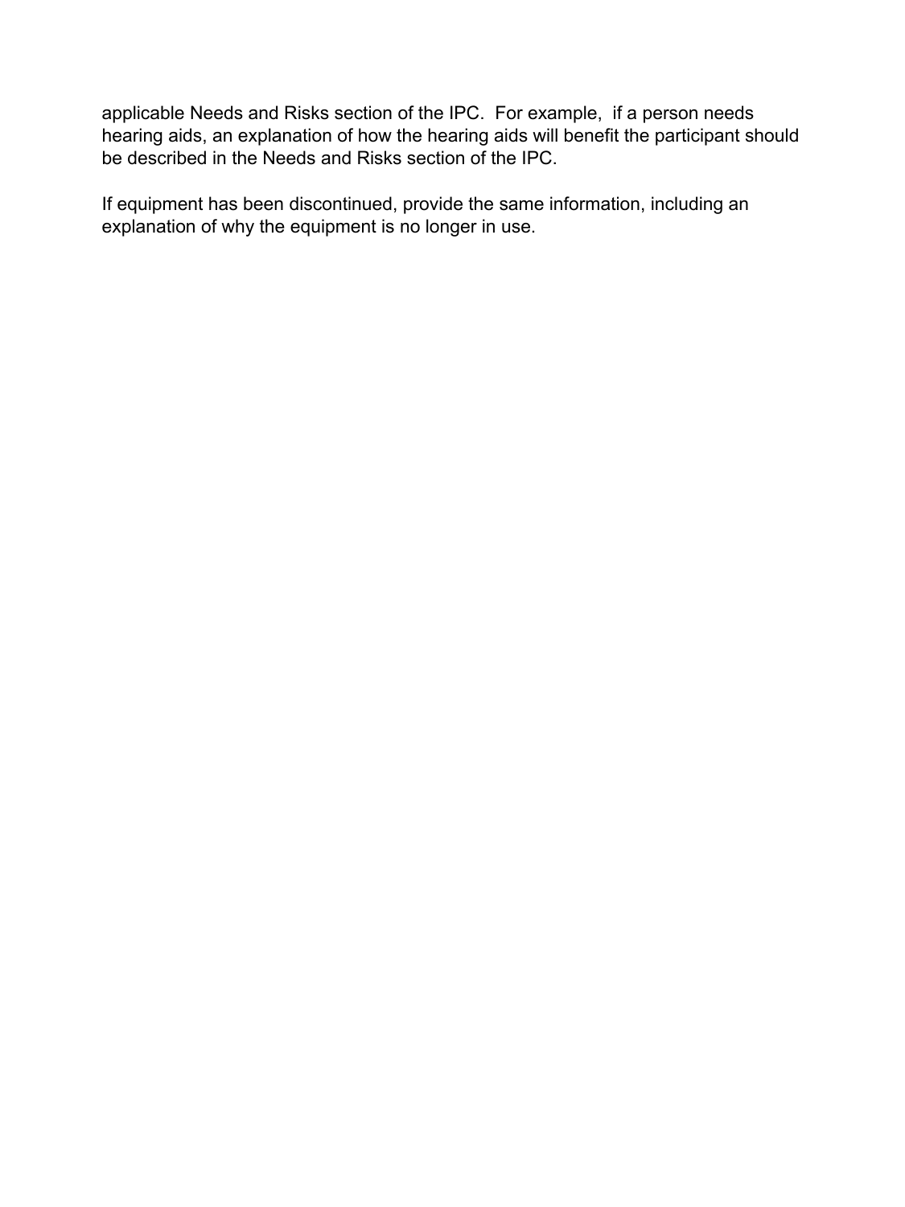applicable Needs and Risks section of the IPC. For example, if a person needs hearing aids, an explanation of how the hearing aids will benefit the participant should be described in the Needs and Risks section of the IPC.

If equipment has been discontinued, provide the same information, including an explanation of why the equipment is no longer in use.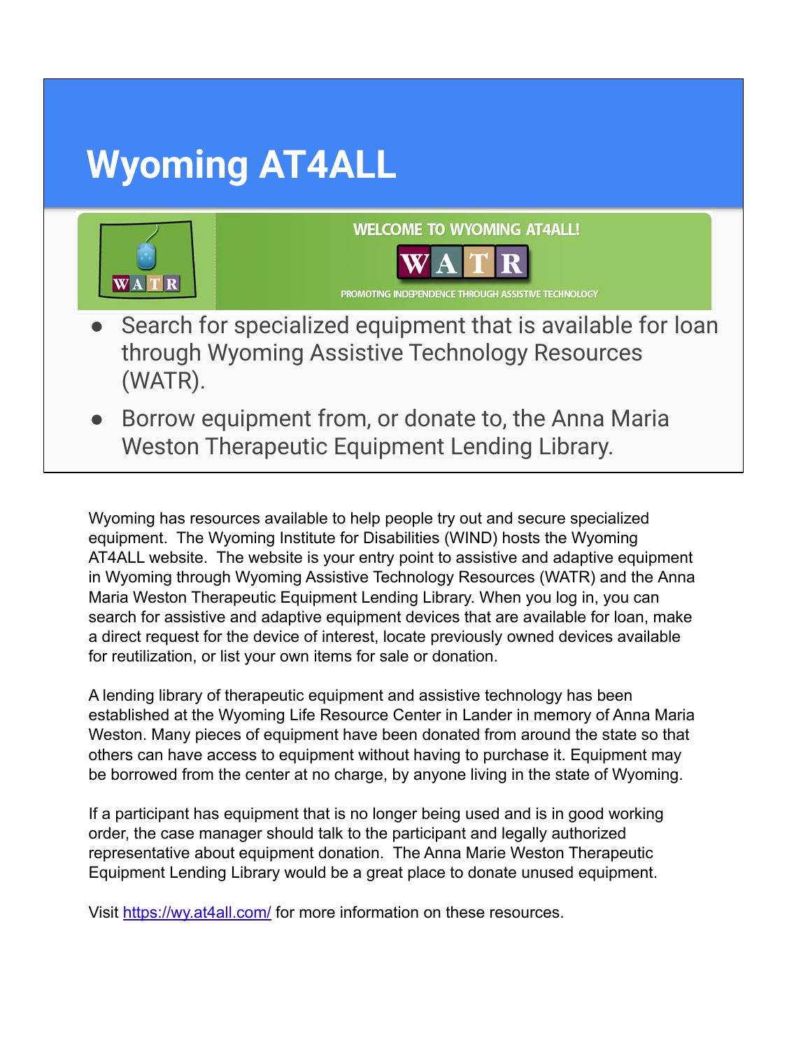# Wyoming AT4ALL

WELCOME TO WYOMING AT4ALL!

WATR

PROMOTING INDEPENDENCE THROUGH ASSISTIVE TECHNOLOGY

- Search for specialized equipment that is available for loan through Wyoming Assistive Technology Resources (WATR).
- Borrow equipment from, or donate to, the Anna Maria Weston Therapeutic Equipment Lending Library.

Wyoming has resources available to help people try out and secure specialized equipment. The Wyoming Institute for Disabilities (WIND) hosts the Wyoming AT4ALL website. The website is your entry point to assistive and adaptive equipment in Wyoming through Wyoming Assistive Technology Resources (WATR) and the Anna Maria Weston Therapeutic Equipment Lending Library. When you log in, you can search for assistive and adaptive equipment devices that are available for loan, make a direct request for the device of interest, locate previously owned devices available for reutilization, or list your own items for sale or donation.

A lending library of therapeutic equipment and assistive technology has been established at the Wyoming Life Resource Center in Lander in memory of Anna Maria Weston. Many pieces of equipment have been donated from around the state so that others can have access to equipment without having to purchase it. Equipment may be borrowed from the center at no charge, by anyone living in the state of Wyoming.

If a participant has equipment that is no longer being used and is in good working order, the case manager should talk to the participant and legally authorized representative about equipment donation. The Anna Marie Weston Therapeutic Equipment Lending Library would be a great place to donate unused equipment.

Visit [https://wy.at4all.com/](https://wy.at4all.com/) for more information on these resources.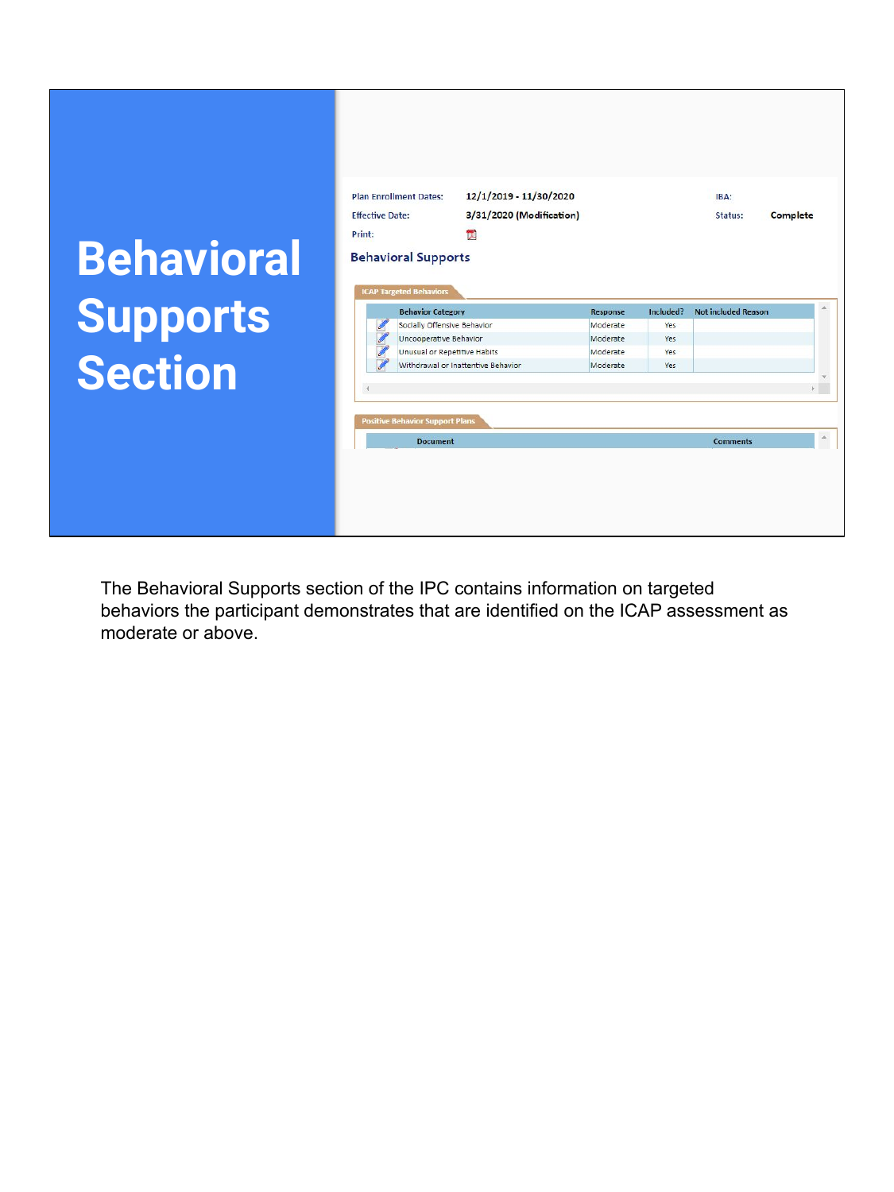# Behavioral Supports Section

Plan Enrollment Dates: 12/1/2019 - 11/30/2020

Effective Date: 3/31/2020 (Modification)

Print:

IBA:

Status: Complete

## Behavioral Supports

### ICAP Targeted Behaviors

| Behavior Category | Response | Included? | Not included Reason |
|---|---|---|---|
| Socially Offensive Behavior | Moderate | Yes | |
| Uncooperative Behavior | Moderate | Yes | |
| Unusual or Repetitive Habits | Moderate | Yes | |
| Withdrawal or Inattentive Behavior | Moderate | Yes | |

### Positive Behavior Support Plans

| Document | Comments |
|---|---|

The Behavioral Supports section of the IPC contains information on targeted behaviors the participant demonstrates that are identified on the ICAP assessment as moderate or above.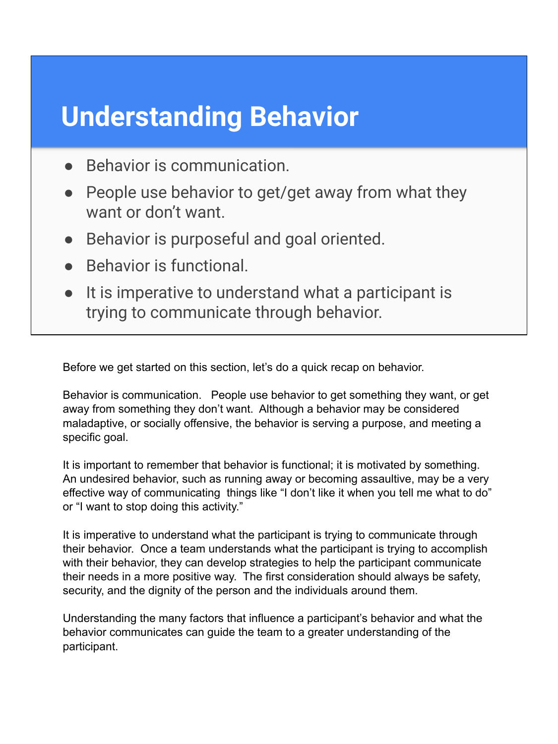# Understanding Behavior

- Behavior is communication.
- People use behavior to get/get away from what they want or don't want.
- Behavior is purposeful and goal oriented.
- Behavior is functional.
- It is imperative to understand what a participant is trying to communicate through behavior.

Before we get started on this section, let's do a quick recap on behavior.

Behavior is communication. People use behavior to get something they want, or get away from something they don't want. Although a behavior may be considered maladaptive, or socially offensive, the behavior is serving a purpose, and meeting a specific goal.

It is important to remember that behavior is functional; it is motivated by something. An undesired behavior, such as running away or becoming assaultive, may be a very effective way of communicating things like "I don't like it when you tell me what to do" or "I want to stop doing this activity."

It is imperative to understand what the participant is trying to communicate through their behavior. Once a team understands what the participant is trying to accomplish with their behavior, they can develop strategies to help the participant communicate their needs in a more positive way. The first consideration should always be safety, security, and the dignity of the person and the individuals around them.

Understanding the many factors that influence a participant's behavior and what the behavior communicates can guide the team to a greater understanding of the participant.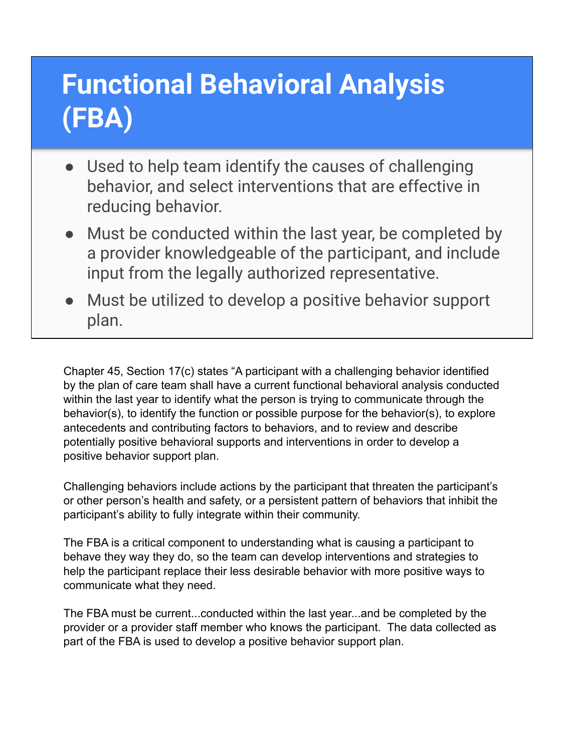# Functional Behavioral Analysis (FBA)

- Used to help team identify the causes of challenging behavior, and select interventions that are effective in reducing behavior.
- Must be conducted within the last year, be completed by a provider knowledgeable of the participant, and include input from the legally authorized representative.
- Must be utilized to develop a positive behavior support plan.

Chapter 45, Section 17(c) states "A participant with a challenging behavior identified by the plan of care team shall have a current functional behavioral analysis conducted within the last year to identify what the person is trying to communicate through the behavior(s), to identify the function or possible purpose for the behavior(s), to explore antecedents and contributing factors to behaviors, and to review and describe potentially positive behavioral supports and interventions in order to develop a positive behavior support plan.

Challenging behaviors include actions by the participant that threaten the participant's or other person's health and safety, or a persistent pattern of behaviors that inhibit the participant's ability to fully integrate within their community.

The FBA is a critical component to understanding what is causing a participant to behave they way they do, so the team can develop interventions and strategies to help the participant replace their less desirable behavior with more positive ways to communicate what they need.

The FBA must be current...conducted within the last year...and be completed by the provider or a provider staff member who knows the participant. The data collected as part of the FBA is used to develop a positive behavior support plan.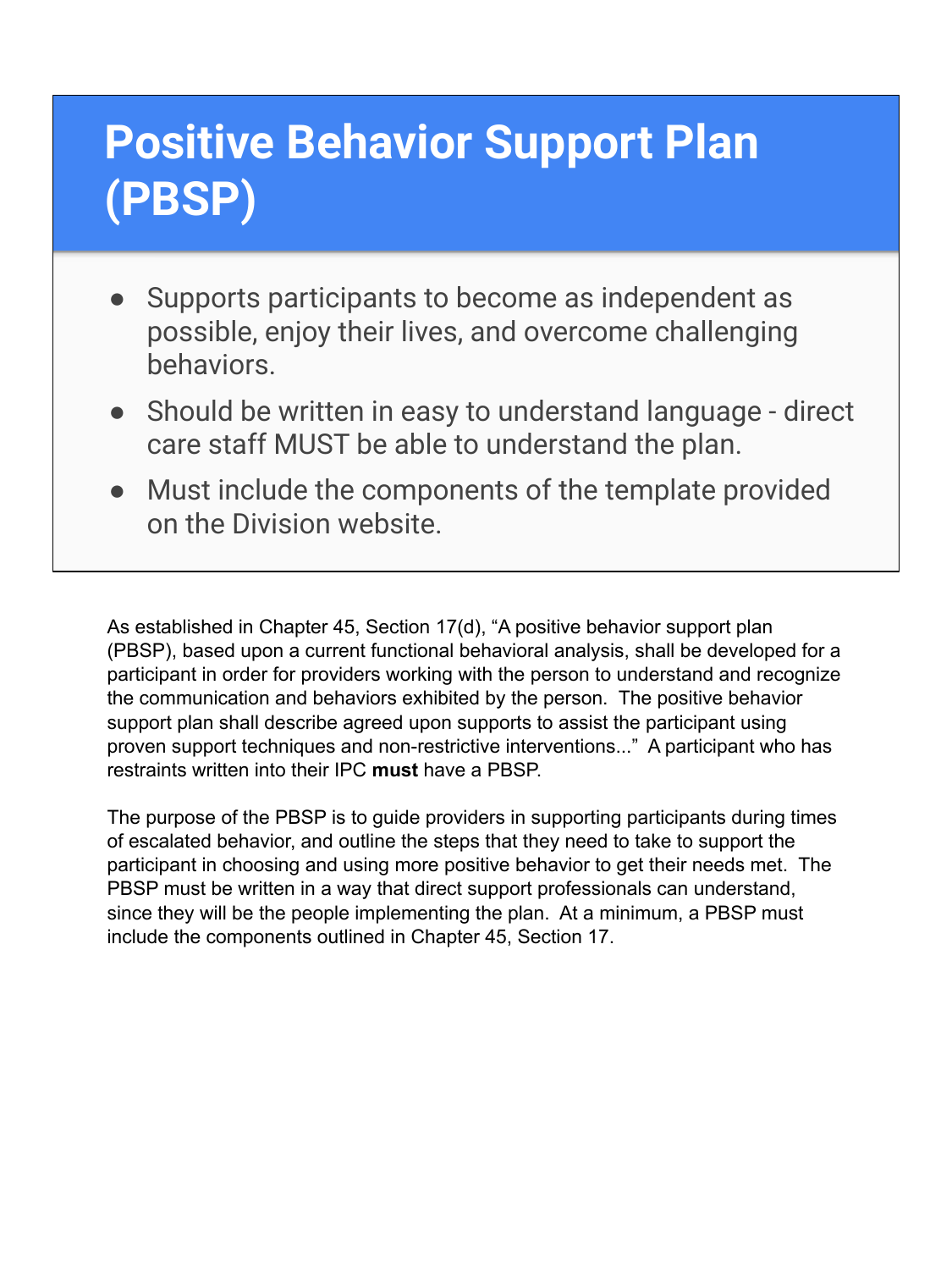# Positive Behavior Support Plan (PBSP)

- Supports participants to become as independent as possible, enjoy their lives, and overcome challenging behaviors.
- Should be written in easy to understand language - direct care staff MUST be able to understand the plan.
- Must include the components of the template provided on the Division website.

As established in Chapter 45, Section 17(d), "A positive behavior support plan (PBSP), based upon a current functional behavioral analysis, shall be developed for a participant in order for providers working with the person to understand and recognize the communication and behaviors exhibited by the person. The positive behavior support plan shall describe agreed upon supports to assist the participant using proven support techniques and non-restrictive interventions..." A participant who has restraints written into their IPC **must** have a PBSP.

The purpose of the PBSP is to guide providers in supporting participants during times of escalated behavior, and outline the steps that they need to take to support the participant in choosing and using more positive behavior to get their needs met. The PBSP must be written in a way that direct support professionals can understand, since they will be the people implementing the plan. At a minimum, a PBSP must include the components outlined in Chapter 45, Section 17.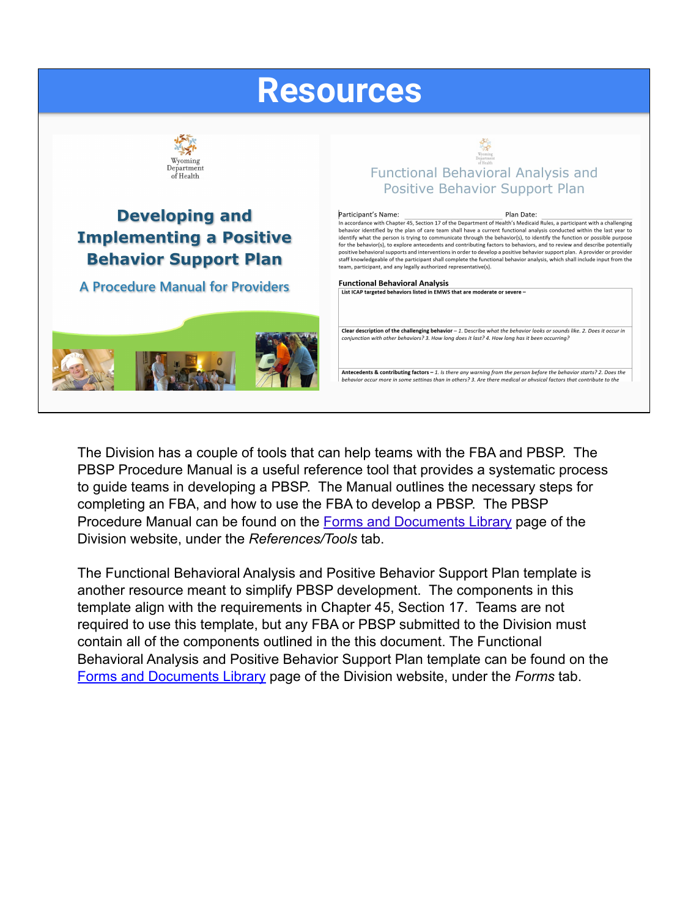# Resources

Wyoming Department of Health

**Developing and Implementing a Positive Behavior Support Plan**

A Procedure Manual for Providers

Wyoming Department of Health

Functional Behavioral Analysis and Positive Behavior Support Plan

Participant's Name: Plan Date:

In accordance with Chapter 45, Section 17 of the Department of Health's Medicaid Rules, a participant with a challenging behavior identified by the plan of care team shall have a current functional analysis conducted within the last year to identify what the person is trying to communicate through the behavior(s), to identify the function or possible purpose for the behavior(s), to explore antecedents and contributing factors to behaviors, and to review and describe potentially positive behavioral supports and interventions in order to develop a positive behavior support plan. A provider or provider staff knowledgeable of the participant shall complete the functional behavior analysis, which shall include input from the team, participant, and any legally authorized representative(s).

**Functional Behavioral Analysis**

**List ICAP targeted behaviors listed in EMWS that are moderate or severe –**

**Clear description of the challenging behavior** – *1. Describe what the behavior looks or sounds like. 2. Does it occur in conjunction with other behaviors? 3. How long does it last? 4. How long has it been occurring?*

**Antecedents & contributing factors** – *1. Is there any warning from the person before the behavior starts? 2. Does the behavior occur more in some settings than in others? 3. Are there medical or physical factors that contribute to the*

The Division has a couple of tools that can help teams with the FBA and PBSP. The PBSP Procedure Manual is a useful reference tool that provides a systematic process to guide teams in developing a PBSP. The Manual outlines the necessary steps for completing an FBA, and how to use the FBA to develop a PBSP. The PBSP Procedure Manual can be found on the Forms and Documents Library page of the Division website, under the *References/Tools* tab.

The Functional Behavioral Analysis and Positive Behavior Support Plan template is another resource meant to simplify PBSP development. The components in this template align with the requirements in Chapter 45, Section 17. Teams are not required to use this template, but any FBA or PBSP submitted to the Division must contain all of the components outlined in the this document. The Functional Behavioral Analysis and Positive Behavior Support Plan template can be found on the Forms and Documents Library page of the Division website, under the *Forms* tab.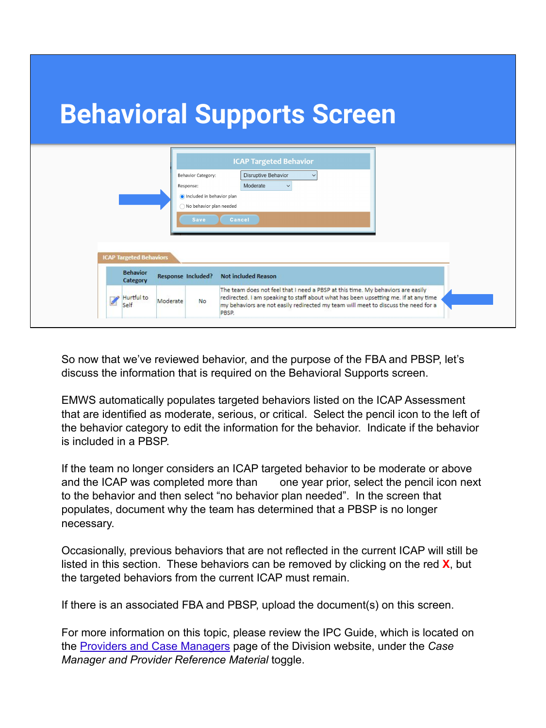# Behavioral Supports Screen

ICAP Targeted Behavior

Behavior Category: Disruptive Behavior

Response: Moderate

- Included in behavior plan
- No behavior plan needed

Save Cancel

ICAP Targeted Behaviors

| Behavior Category | Response | Included? | Not included Reason |
|---|---|---|---|
| Hurtful to Self | Moderate | No | The team does not feel that I need a PBSP at this time. My behaviors are easily redirected. I am speaking to staff about what has been upsetting me. If at any time my behaviors are not easily redirected my team will meet to discuss the need for a PBSP. |

So now that we've reviewed behavior, and the purpose of the FBA and PBSP, let's discuss the information that is required on the Behavioral Supports screen.

EMWS automatically populates targeted behaviors listed on the ICAP Assessment that are identified as moderate, serious, or critical. Select the pencil icon to the left of the behavior category to edit the information for the behavior. Indicate if the behavior is included in a PBSP.

If the team no longer considers an ICAP targeted behavior to be moderate or above and the ICAP was completed more than one year prior, select the pencil icon next to the behavior and then select "no behavior plan needed". In the screen that populates, document why the team has determined that a PBSP is no longer necessary.

Occasionally, previous behaviors that are not reflected in the current ICAP will still be listed in this section. These behaviors can be removed by clicking on the red **X**, but the targeted behaviors from the current ICAP must remain.

If there is an associated FBA and PBSP, upload the document(s) on this screen.

For more information on this topic, please review the IPC Guide, which is located on the Providers and Case Managers page of the Division website, under the *Case Manager and Provider Reference Material* toggle.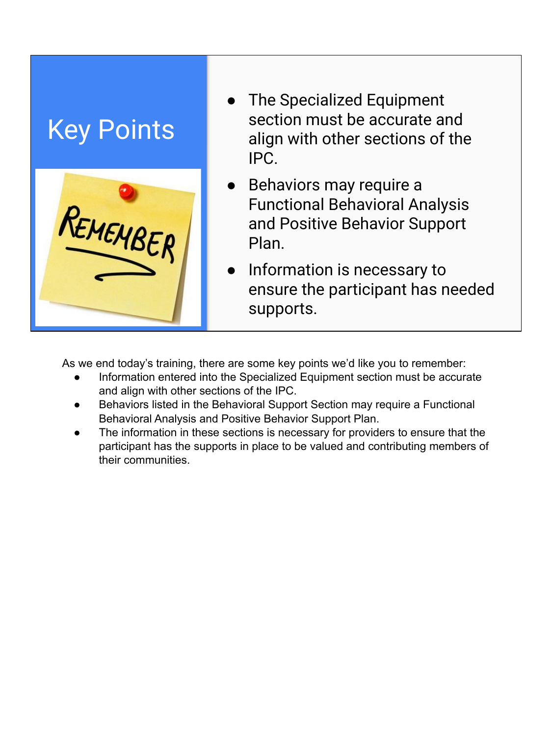# Key Points

REMEMBER

- The Specialized Equipment section must be accurate and align with other sections of the IPC.
- Behaviors may require a Functional Behavioral Analysis and Positive Behavior Support Plan.
- Information is necessary to ensure the participant has needed supports.

As we end today's training, there are some key points we'd like you to remember:

- Information entered into the Specialized Equipment section must be accurate and align with other sections of the IPC.
- Behaviors listed in the Behavioral Support Section may require a Functional Behavioral Analysis and Positive Behavior Support Plan.
- The information in these sections is necessary for providers to ensure that the participant has the supports in place to be valued and contributing members of their communities.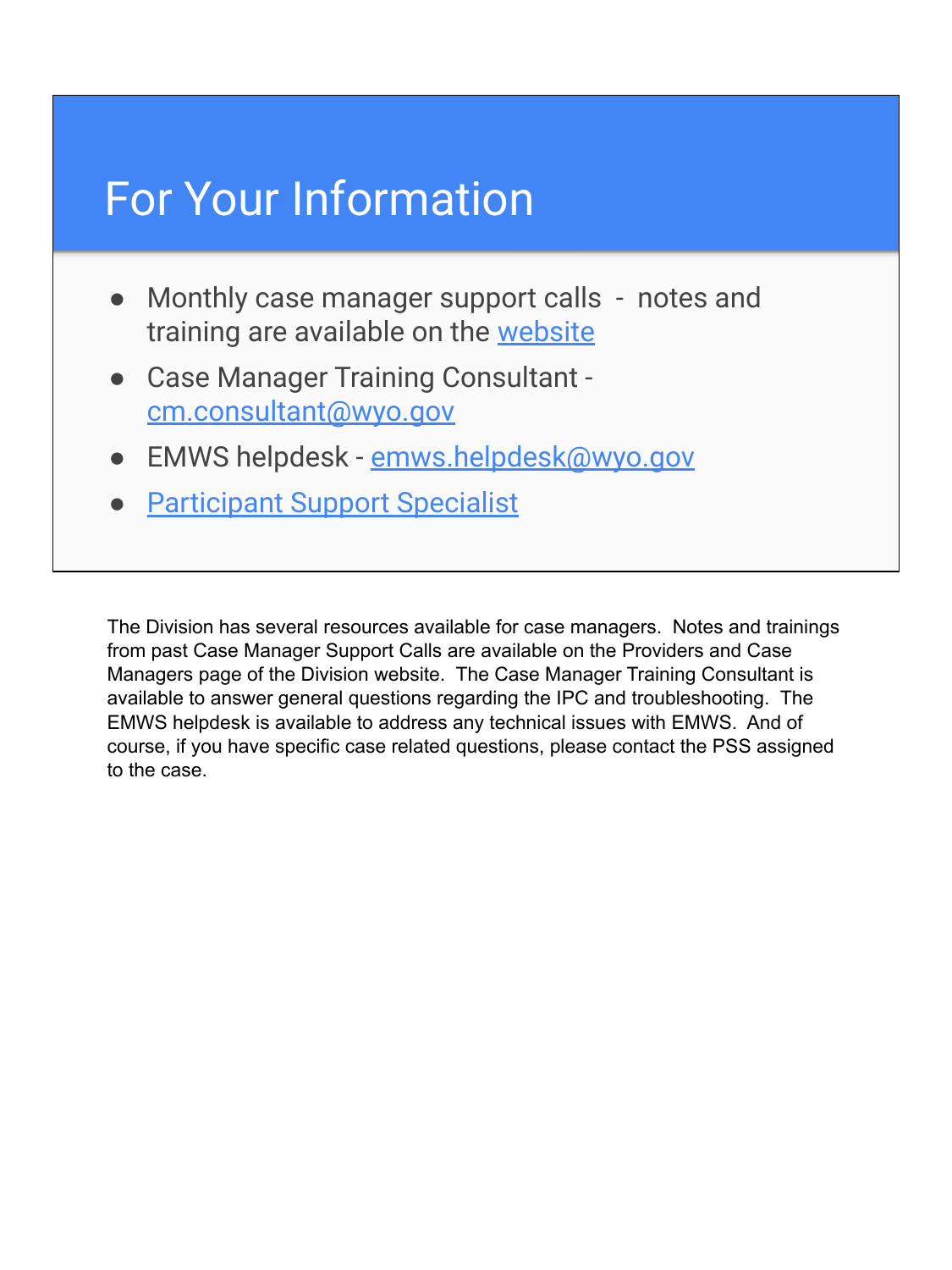# For Your Information

- Monthly case manager support calls - notes and training are available on the website
- Case Manager Training Consultant - cm.consultant@wyo.gov
- EMWS helpdesk - emws.helpdesk@wyo.gov
- Participant Support Specialist

The Division has several resources available for case managers. Notes and trainings from past Case Manager Support Calls are available on the Providers and Case Managers page of the Division website. The Case Manager Training Consultant is available to answer general questions regarding the IPC and troubleshooting. The EMWS helpdesk is available to address any technical issues with EMWS. And of course, if you have specific case related questions, please contact the PSS assigned to the case.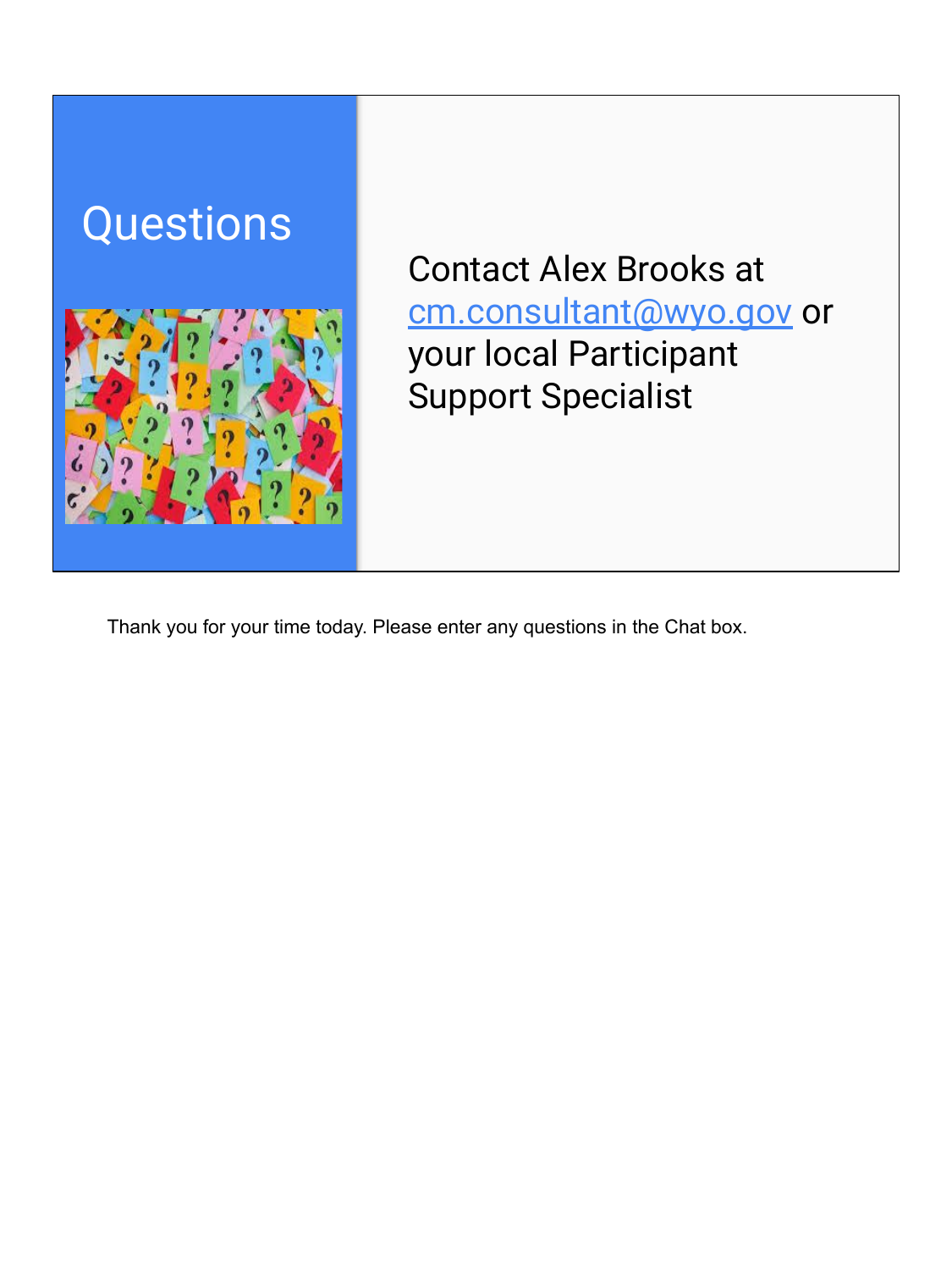# Questions

Contact Alex Brooks at cm.consultant@wyo.gov or your local Participant Support Specialist

Thank you for your time today. Please enter any questions in the Chat box.